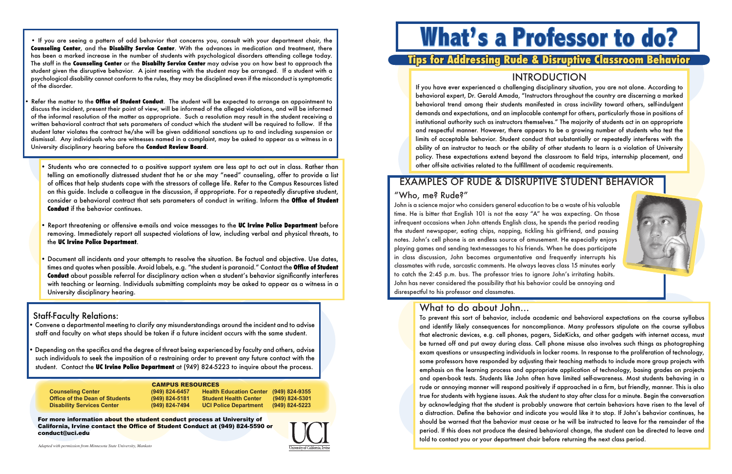# What's a Professor to do?

## Tips for Addressing Rude & Disruptive Classroom Behavior

## INTRODUCTION

If you have ever experienced a challenging disciplinary situation, you are not alone. According to behavioral expert, Dr. Gerald Amada, "Instructors throughout the country are discerning a marked behavioral trend among their students manifested in crass incivility toward others, self-indulgent demands and expectations, and an implacable contempt for others, particularly those in positions of institutional authority such as instructors themselves." The majority of students act in an appropriate and respectful manner. However, there appears to be a growing number of students who test the limits of acceptable behavior. Student conduct that substantially or repeatedly interferes with the ability of an instructor to teach or the ability of other students to learn is a violation of University policy. These expectations extend beyond the classroom to field trips, internship placement, and other off-site activities related to the fulfillment of academic requirements.

## EXAMPLES OF RUDE & DISRUPTIVE STUDENT BEHAVIOR

### "Who, me? Rude?"

John is a science major who considers general education to be a waste of his valuable time. He is bitter that English 101 is not the easy "A" he was expecting. On those infrequent occasions when John attends English class, he spends the period reading the student newspaper, eating chips, napping, tickling his girlfriend, and passing notes. John's cell phone is an endless source of amusement. He especially enjoys playing games and sending text-messages to his friends. When he does participate in class discussion, John becomes argumentative and frequently interrupts his classmates with rude, sarcastic comments. He always leaves class 15 minutes early to catch the 2:45 p.m. bus. The professor tries to ignore John's irritating habits. John has never considered the possibility that his behavior could be annoying and disrespectful to his professor and classmates.

### What to do about John...

To prevent this sort of behavior, include academic and behavioral expectations on the course syllabus and identify likely consequences for noncompliance. Many professors stipulate on the course syllabus that electronic devices, e.g. cell phones, pagers, SideKicks, and other gadgets with internet access, must be turned off and put away during class. Cell phone misuse also involves such things as photographing exam questions or unsuspecting individuals in locker rooms. In response to the proliferation of technology, some professors have responded by adjusting their teaching methods to include more group projects with emphasis on the learning process and appropriate application of technology, basing grades on projects and open-book tests. Students like John often have limited self-awareness. Most students behaving in a rude or annoying manner will respond positively if approached in a firm, but friendly, manner. This is also true for students with hygiene issues. Ask the student to stay after class for a minute. Begin the conversation by acknowledging that the student is probably unaware that certain behaviors have risen to the level of a distraction. Define the behavior and indicate you would like it to stop. If John's behavior continues, he should be warned that the behavior must cease or he will be instructed to leave for the remainder of the period. If this does not produce the desired behavioral change, the student can be directed to leave and told to contact you or your department chair before returning the next class period.

- If you are seeing a pattern of odd behavior that concerns you, consult with your department chair, the **Counseling Center**, and the **Disabilty Service Center**. With the advances in medication and treatment, there has been a marked increase in the number of students with psychological disorders attending college today. The staff in the **Counseling Center** or the **Disabilty Service Center** may advise you on how best to approach the student given the disruptive behavior. A joint meeting with the student may be arranged. If a student with a psychological disability cannot conform to the rules, they may be disciplined even if the misconduct is symptomatic of the disorder.

- Refer the matter to the **Office of Student Conduct**. The student will be expected to arrange an appointment to discuss the incident, present their point of view, will be informed of the alleged violations, and will be informed of the informal resolution of the matter as appropriate. Such a resolution may result in the student receiving a written behavioral contract that sets parameters of conduct which the student will be required to follow. If the student later violates the contract he/she will be given additional sanctions up to and including suspension or dismissal. Any individuals who are witnesses named in a complaint, may be asked to appear as a witness in a University disciplinary hearing before the **Conduct Review Board**.

- Students who are connected to a positive support system are less apt to act out in class. Rather than telling an emotionally distressed student that he or she may "need" counseling, offer to provide a list of offices that help students cope with the stressors of college life. Refer to the Campus Resources listed on this guide. Include a colleague in the discussion, if appropriate. For a repeatedly disruptive student, consider a behavioral contract that sets parameters of conduct in writing. Inform the **Office of Student Conduct** if the behavior continues.

- Report threatening or offensive e-mails and voice messages to the **UC Irvine Police Department** before removing. Immediately report all suspected violations of law, including verbal and physical threats, to the **UC Irvine Police Department**.

- Document all incidents and your attempts to resolve the situation. Be factual and objective. Use dates, times and quotes when possible. Avoid labels, e.g. "the student is paranoid." Contact the **Office of Student Conduct** about possible referral for disciplinary action when a student's behavior significantly interferes with teaching or learning. Individuals submitting complaints may be asked to appear as a witness in a University disciplinary hearing.

### Staff-Faculty Relations:

- Convene a departmental meeting to clarify any misunderstandings around the incident and to advise staff and faculty on what steps should be taken if a future incident occurs with the same student.

- Depending on the specifics and the degree of threat being experienced by faculty and others, advise such individuals to seek the imposition of a restraining order to prevent any future contact with the student. Contact the **UC Irvine Police Department** at (949) 824-5223 to inquire about the process.

**CAMPUS RESOURCES**

| | | | |
|---|---|---|---|
| **Counseling Center** | **(949) 824-6457** | **Health Education Center** | **(949) 824-9355** |
| **Office of the Dean of Students** | **(949) 824-5181** | **Student Health Center** | **(949) 824-5301** |
| **Disability Services Center** | **(949) 824-7494** | **UCI Police Department** | **(949) 824-5223** |

**For more information about the student conduct process at University of California, Irvine contact the Office of Student Conduct at (949) 824-5590 or conduct@uci.edu**

*Adapted with permission from Minnesota State University, Mankato*

UCI University of California, Irvine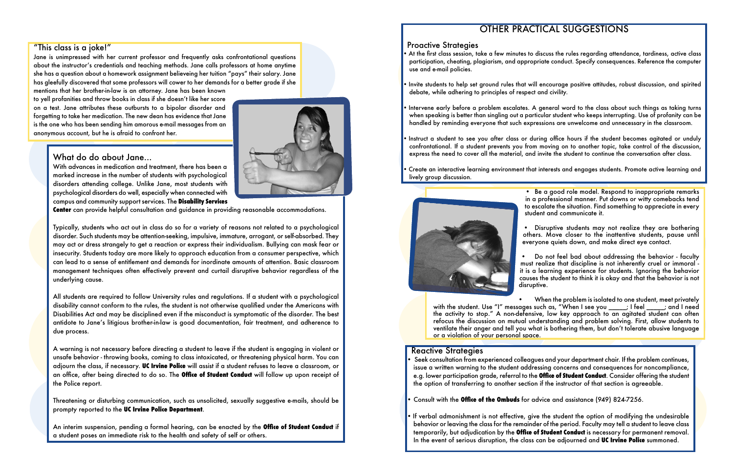## "This class is a joke!"

Jane is unimpressed with her current professor and frequently asks confrontational questions about the instructor's credentials and teaching methods. Jane calls professors at home anytime she has a question about a homework assignment believeing her tuition "pays" their salary. Jane has gleefully discovered that some professors will cower to her demands for a better grade if she mentions that her brother-in-law is an attorney. Jane has been known to yell profanities and throw books in class if she doesn't like her score on a test. Jane attributes these outbursts to a bipolar disorder and forgetting to take her medication. The new dean has evidence that Jane is the one who has been sending him amorous e-mail messages from an anonymous account, but he is afraid to confront her.

## What do do about Jane...

With advances in medication and treatment, there has been a marked increase in the number of students with psychological disorders attending college. Unlike Jane, most students with psychological disorders do well, especially when connected with campus and community support services. The **Disability Services Center** can provide helpful consultation and guidance in providing reasonable accommodations.

Typically, students who act out in class do so for a variety of reasons not related to a psychological disorder. Such students may be attention-seeking, impulsive, immature, arrogant, or self-absorbed. They may act or dress strangely to get a reaction or express their individualism. Bullying can mask fear or insecurity. Students today are more likely to approach education from a consumer perspective, which can lead to a sense of entitlement and demands for inordinate amounts of attention. Basic classroom management techniques often effectively prevent and curtail disruptive behavior regardless of the underlying cause.

All students are required to follow University rules and regulations. If a student with a psychological disability cannot conform to the rules, the student is not otherwise qualified under the Americans with Disabilities Act and may be disciplined even if the misconduct is symptomatic of the disorder. The best antidote to Jane's litigious brother-in-law is good documentation, fair treatment, and adherence to due process.

A warning is not necessary before directing a student to leave if the student is engaging in violent or unsafe behavior - throwing books, coming to class intoxicated, or threatening physical harm. You can adjourn the class, if necessary. **UC Irvine Police** will assist if a student refuses to leave a classroom, or an office, after being directed to do so. The **Office of Student Conduct** will follow up upon receipt of the Police report.

Threatening or disturbing communication, such as unsolicited, sexually suggestive e-mails, should be prompty reported to the **UC Irvine Police Department**.

An interim suspension, pending a formal hearing, can be enacted by the **Office of Student Conduct** if a student poses an immediate risk to the health and safety of self or others.

# OTHER PRACTICAL SUGGESTIONS

## Proactive Strategies

- At the first class session, take a few minutes to discuss the rules regarding attendance, tardiness, active class participation, cheating, plagiarism, and appropriate conduct. Specify consequences. Reference the computer use and e-mail policies.
- Invite students to help set ground rules that will encourage positive attitudes, robust discussion, and spirited debate, while adhering to principles of respect and civility.
- Intervene early before a problem escalates. A general word to the class about such things as taking turns when speaking is better than singling out a particular student who keeps interrupting. Use of profanity can be handled by reminding everyone that such expressions are unwelcome and unnecessary in the classroom.
- Instruct a student to see you after class or during office hours if the student becomes agitated or unduly confrontational. If a student prevents you from moving on to another topic, take control of the discussion, express the need to cover all the material, and invite the student to continue the conversation after class.
- Create an interactive learning environment that interests and engages students. Promote active learning and lively group discussion.

- Be a good role model. Respond to inappropriate remarks in a professional manner. Put downs or witty comebacks tend to escalate the situation. Find something to appreciate in every student and communicate it.
- Disruptive students may not realize they are bothering others. Move closer to the inattentive students, pause until everyone quiets down, and make direct eye contact.
- Do not feel bad about addressing the behavior - faculty must realize that discipline is not inherently cruel or immoral - it is a learning experience for students. Ignoring the behavior causes the student to think it is okay and that the behavior is not disruptive.
- When the problem is isolated to one student, meet privately with the student. Use "I" messages such as, "When I see you _____; I feel _____; and I need the activity to stop." A non-defensive, low key approach to an agitated student can often refocus the discussion on mutual understanding and problem solving. First, allow students to ventilate their anger and tell you what is bothering them, but don't tolerate abusive language or a violation of your personal space.

## Reactive Strategies

- Seek consultation from experienced colleagues and your department chair. If the problem continues, issue a written warning to the student addressing concerns and consequences for noncompliance, e.g. lower participation grade, referral to the **Office of Student Conduct**. Consider offering the student the option of transferring to another section if the instructor of that section is agreeable.
- Consult with the **Office of the Ombuds** for advice and assistance (949) 824-7256.
- If verbal admonishment is not effective, give the student the option of modifying the undesirable behavior or leaving the class for the remainder of the period. Faculty may tell a student to leave class temporarily, but adjudication by the **Office of Student Conduct** is necessary for permanent removal. In the event of serious disruption, the class can be adjourned and **UC Irvine Police** summoned.